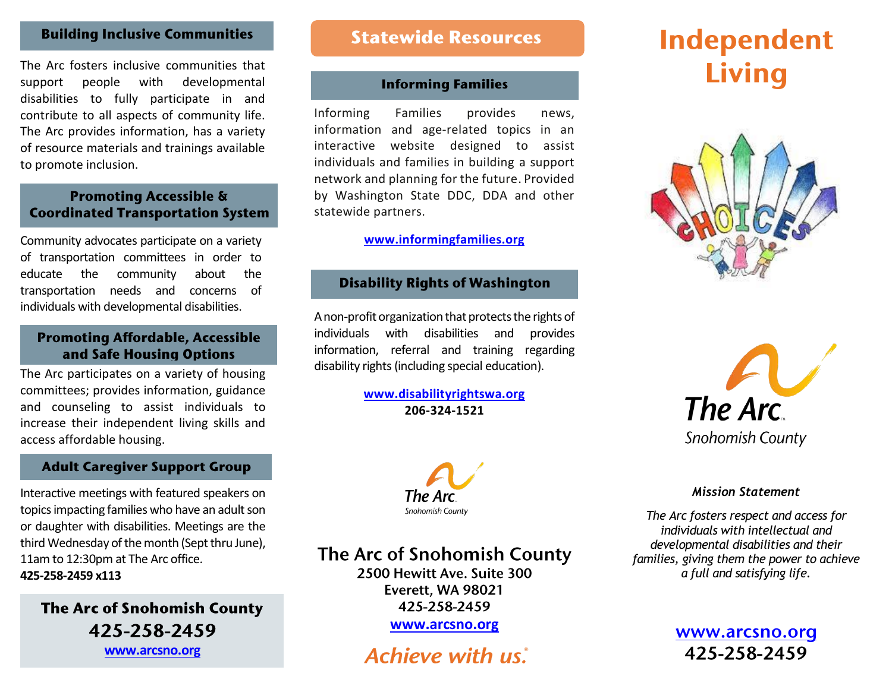## Building Inclusive Communities

The Arc fosters inclusive communities that support people with developmental disabilities to fully participate in and contribute to all aspects of community life. The Arc provides information, has a variety of resource materials and trainings available to promote inclusion.

## Promoting Accessible & Coordinated Transportation System

Community advocates participate on a variety of transportation committees in order to educate the community about the transportation needs and concerns of individuals with developmental disabilities.

## Promoting Affordable, Accessible and Safe Housing Options

The Arc participates on a variety of housing committees; provides information, guidance and counseling to assist individuals to increase their independent living skills and access affordable housing.

## Adult Caregiver Support Group

Interactive meetings with featured speakers on topics impacting families who have an adult son or daughter with disabilities. Meetings are the third Wednesday of the month (Sept thru June), 11am to 12:30pm at The Arc office.

**425-258-2459 x113**

**The Arc of Snohomish County**
**425-258-2459**
**www.arcsno.org**

# Statewide Resources

## Informing Families

Informing Families provides news, information and age-related topics in an interactive website designed to assist individuals and families in building a support network and planning for the future. Provided by Washington State DDC, DDA and other statewide partners.

**www.informingfamilies.org**

## Disability Rights of Washington

A non-profit organization that protects the rights of individuals with disabilities and provides information, referral and training regarding disability rights (including special education).

**www.disabilityrightswa.org**
**206-324-1521**

The Arc. Snohomish County

**The Arc of Snohomish County**
**2500 Hewitt Ave. Suite 300**
**Everett, WA 98021**
**425-258-2459**
**www.arcsno.org**

*Achieve with us.*

# Independent Living

CHOICES

The Arc. Snohomish County

***Mission Statement***

*The Arc fosters respect and access for individuals with intellectual and developmental disabilities and their families, giving them the power to achieve a full and satisfying life.*

**www.arcsno.org**
**425-258-2459**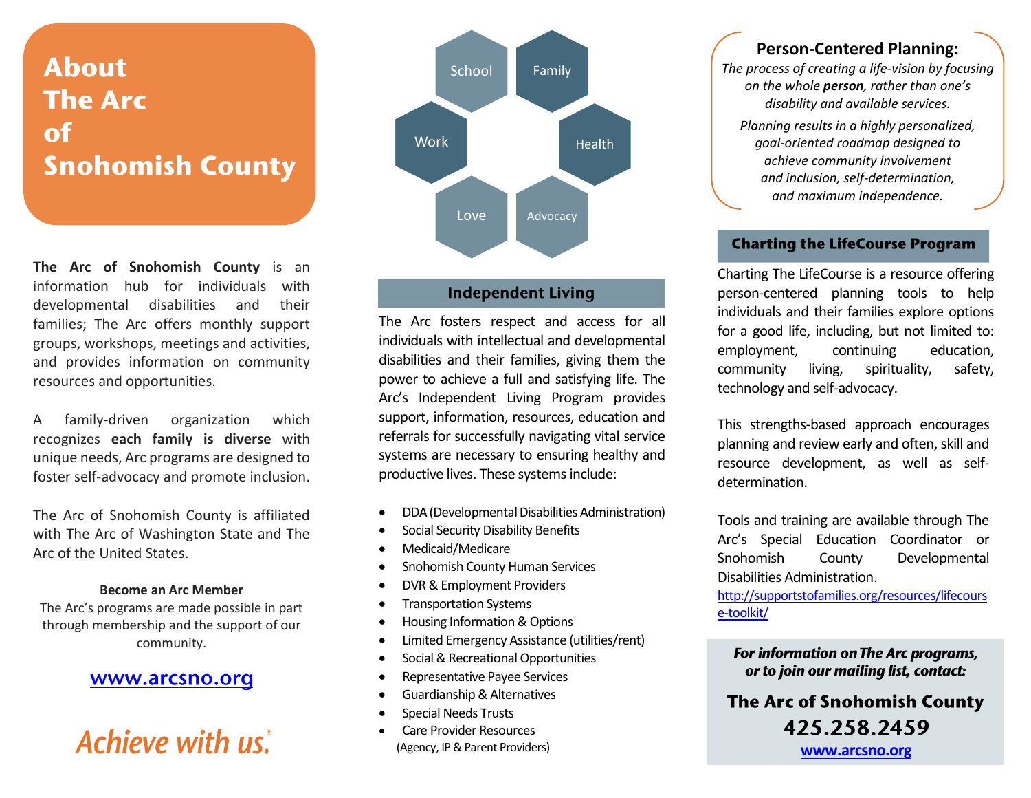# About The Arc of Snohomish County

**The Arc of Snohomish County** is an information hub for individuals with developmental disabilities and their families; The Arc offers monthly support groups, workshops, meetings and activities, and provides information on community resources and opportunities.

A family-driven organization which recognizes **each family is diverse** with unique needs, Arc programs are designed to foster self-advocacy and promote inclusion.

The Arc of Snohomish County is affiliated with The Arc of Washington State and The Arc of the United States.

**Become an Arc Member**

The Arc's programs are made possible in part through membership and the support of our community.

www.arcsno.org

Achieve with us.®

School
Family
Work
Health
Love
Advocacy

## Independent Living

The Arc fosters respect and access for all individuals with intellectual and developmental disabilities and their families, giving them the power to achieve a full and satisfying life. The Arc's Independent Living Program provides support, information, resources, education and referrals for successfully navigating vital service systems are necessary to ensuring healthy and productive lives. These systems include:

- DDA (Developmental Disabilities Administration)
- Social Security Disability Benefits
- Medicaid/Medicare
- Snohomish County Human Services
- DVR & Employment Providers
- Transportation Systems
- Housing Information & Options
- Limited Emergency Assistance (utilities/rent)
- Social & Recreational Opportunities
- Representative Payee Services
- Guardianship & Alternatives
- Special Needs Trusts
- Care Provider Resources
  (Agency, IP & Parent Providers)

## Person-Centered Planning:

*The process of creating a life-vision by focusing on the whole **person**, rather than one's disability and available services.*

*Planning results in a highly personalized, goal-oriented roadmap designed to achieve community involvement and inclusion, self-determination, and maximum independence.*

## Charting the LifeCourse Program

Charting The LifeCourse is a resource offering person-centered planning tools to help individuals and their families explore options for a good life, including, but not limited to: employment, continuing education, community living, spirituality, safety, technology and self-advocacy.

This strengths-based approach encourages planning and review early and often, skill and resource development, as well as self-determination.

Tools and training are available through The Arc's Special Education Coordinator or Snohomish County Developmental Disabilities Administration.
http://supportstofamilies.org/resources/lifecourse-toolkit/

***For information on The Arc programs, or to join our mailing list, contact:***

**The Arc of Snohomish County**
**425.258.2459**
**www.arcsno.org**